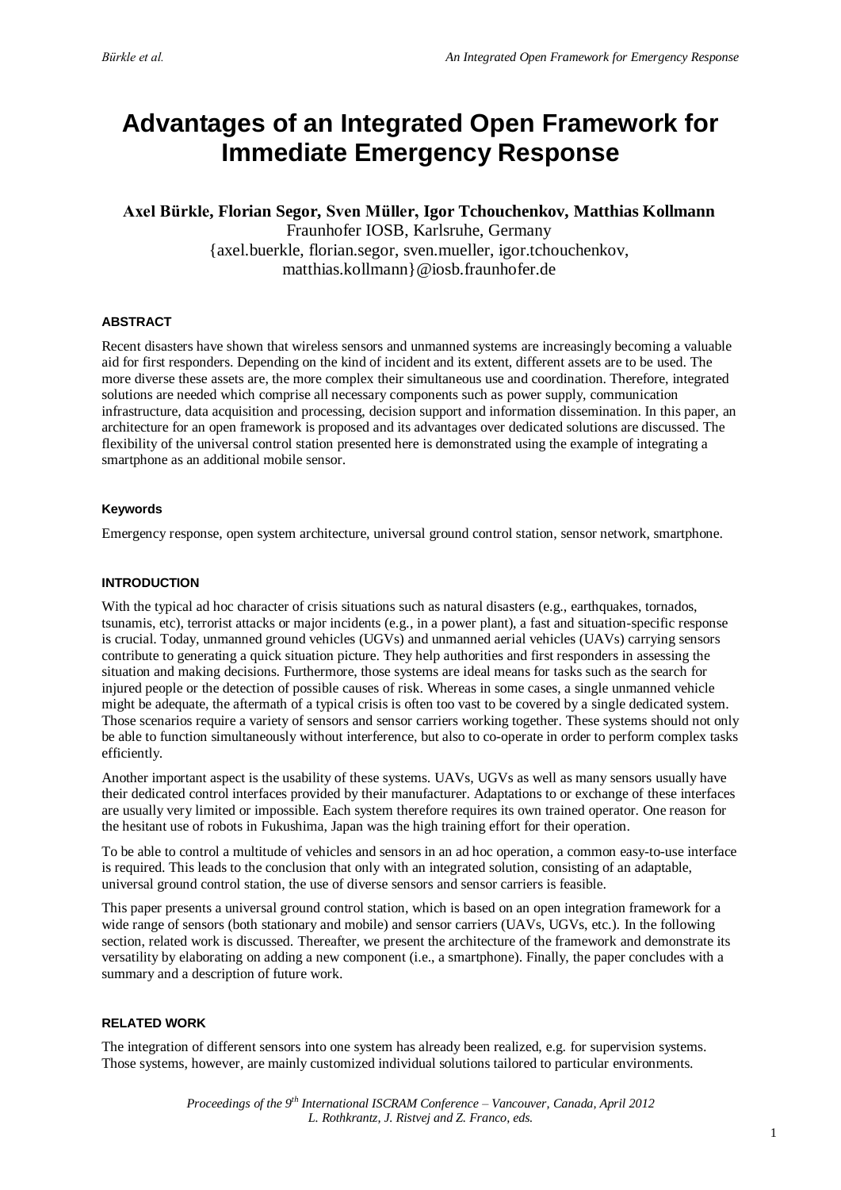# Advantages of an Integrated Open Framework for Immediate Emergency Response

**Axel Bürkle, Florian Segor, Sven Müller, Igor Tchouchenkov, Matthias Kollmann**
Fraunhofer IOSB, Karlsruhe, Germany
{axel.buerkle, florian.segor, sven.mueller, igor.tchouchenkov, matthias.kollmann}@iosb.fraunhofer.de

## ABSTRACT

Recent disasters have shown that wireless sensors and unmanned systems are increasingly becoming a valuable aid for first responders. Depending on the kind of incident and its extent, different assets are to be used. The more diverse these assets are, the more complex their simultaneous use and coordination. Therefore, integrated solutions are needed which comprise all necessary components such as power supply, communication infrastructure, data acquisition and processing, decision support and information dissemination. In this paper, an architecture for an open framework is proposed and its advantages over dedicated solutions are discussed. The flexibility of the universal control station presented here is demonstrated using the example of integrating a smartphone as an additional mobile sensor.

### Keywords

Emergency response, open system architecture, universal ground control station, sensor network, smartphone.

## INTRODUCTION

With the typical ad hoc character of crisis situations such as natural disasters (e.g., earthquakes, tornados, tsunamis, etc), terrorist attacks or major incidents (e.g., in a power plant), a fast and situation-specific response is crucial. Today, unmanned ground vehicles (UGVs) and unmanned aerial vehicles (UAVs) carrying sensors contribute to generating a quick situation picture. They help authorities and first responders in assessing the situation and making decisions. Furthermore, those systems are ideal means for tasks such as the search for injured people or the detection of possible causes of risk. Whereas in some cases, a single unmanned vehicle might be adequate, the aftermath of a typical crisis is often too vast to be covered by a single dedicated system. Those scenarios require a variety of sensors and sensor carriers working together. These systems should not only be able to function simultaneously without interference, but also to co-operate in order to perform complex tasks efficiently.

Another important aspect is the usability of these systems. UAVs, UGVs as well as many sensors usually have their dedicated control interfaces provided by their manufacturer. Adaptations to or exchange of these interfaces are usually very limited or impossible. Each system therefore requires its own trained operator. One reason for the hesitant use of robots in Fukushima, Japan was the high training effort for their operation.

To be able to control a multitude of vehicles and sensors in an ad hoc operation, a common easy-to-use interface is required. This leads to the conclusion that only with an integrated solution, consisting of an adaptable, universal ground control station, the use of diverse sensors and sensor carriers is feasible.

This paper presents a universal ground control station, which is based on an open integration framework for a wide range of sensors (both stationary and mobile) and sensor carriers (UAVs, UGVs, etc.). In the following section, related work is discussed. Thereafter, we present the architecture of the framework and demonstrate its versatility by elaborating on adding a new component (i.e., a smartphone). Finally, the paper concludes with a summary and a description of future work.

## RELATED WORK

The integration of different sensors into one system has already been realized, e.g. for supervision systems. Those systems, however, are mainly customized individual solutions tailored to particular environments.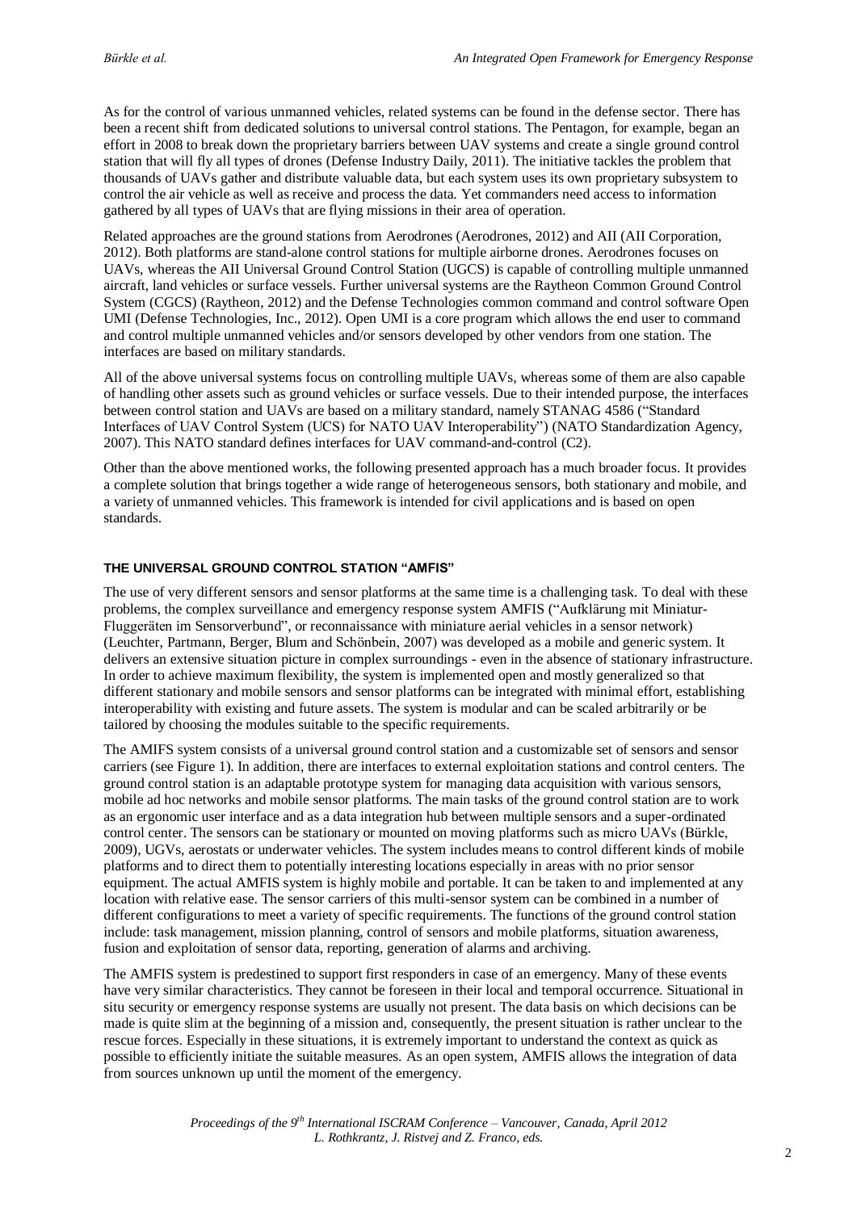As for the control of various unmanned vehicles, related systems can be found in the defense sector. There has been a recent shift from dedicated solutions to universal control stations. The Pentagon, for example, began an effort in 2008 to break down the proprietary barriers between UAV systems and create a single ground control station that will fly all types of drones (Defense Industry Daily, 2011). The initiative tackles the problem that thousands of UAVs gather and distribute valuable data, but each system uses its own proprietary subsystem to control the air vehicle as well as receive and process the data. Yet commanders need access to information gathered by all types of UAVs that are flying missions in their area of operation.

Related approaches are the ground stations from Aerodrones (Aerodrones, 2012) and AII (AII Corporation, 2012). Both platforms are stand-alone control stations for multiple airborne drones. Aerodrones focuses on UAVs, whereas the AII Universal Ground Control Station (UGCS) is capable of controlling multiple unmanned aircraft, land vehicles or surface vessels. Further universal systems are the Raytheon Common Ground Control System (CGCS) (Raytheon, 2012) and the Defense Technologies common command and control software Open UMI (Defense Technologies, Inc., 2012). Open UMI is a core program which allows the end user to command and control multiple unmanned vehicles and/or sensors developed by other vendors from one station. The interfaces are based on military standards.

All of the above universal systems focus on controlling multiple UAVs, whereas some of them are also capable of handling other assets such as ground vehicles or surface vessels. Due to their intended purpose, the interfaces between control station and UAVs are based on a military standard, namely STANAG 4586 ("Standard Interfaces of UAV Control System (UCS) for NATO UAV Interoperability") (NATO Standardization Agency, 2007). This NATO standard defines interfaces for UAV command-and-control (C2).

Other than the above mentioned works, the following presented approach has a much broader focus. It provides a complete solution that brings together a wide range of heterogeneous sensors, both stationary and mobile, and a variety of unmanned vehicles. This framework is intended for civil applications and is based on open standards.

## THE UNIVERSAL GROUND CONTROL STATION "AMFIS"

The use of very different sensors and sensor platforms at the same time is a challenging task. To deal with these problems, the complex surveillance and emergency response system AMFIS ("Aufklärung mit Miniatur-Fluggeräten im Sensorverbund", or reconnaissance with miniature aerial vehicles in a sensor network) (Leuchter, Partmann, Berger, Blum and Schönbein, 2007) was developed as a mobile and generic system. It delivers an extensive situation picture in complex surroundings - even in the absence of stationary infrastructure. In order to achieve maximum flexibility, the system is implemented open and mostly generalized so that different stationary and mobile sensors and sensor platforms can be integrated with minimal effort, establishing interoperability with existing and future assets. The system is modular and can be scaled arbitrarily or be tailored by choosing the modules suitable to the specific requirements.

The AMFIS system consists of a universal ground control station and a customizable set of sensors and sensor carriers (see Figure 1). In addition, there are interfaces to external exploitation stations and control centers. The ground control station is an adaptable prototype system for managing data acquisition with various sensors, mobile ad hoc networks and mobile sensor platforms. The main tasks of the ground control station are to work as an ergonomic user interface and as a data integration hub between multiple sensors and a super-ordinated control center. The sensors can be stationary or mounted on moving platforms such as micro UAVs (Bürkle, 2009), UGVs, aerostats or underwater vehicles. The system includes means to control different kinds of mobile platforms and to direct them to potentially interesting locations especially in areas with no prior sensor equipment. The actual AMFIS system is highly mobile and portable. It can be taken to and implemented at any location with relative ease. The sensor carriers of this multi-sensor system can be combined in a number of different configurations to meet a variety of specific requirements. The functions of the ground control station include: task management, mission planning, control of sensors and mobile platforms, situation awareness, fusion and exploitation of sensor data, reporting, generation of alarms and archiving.

The AMFIS system is predestined to support first responders in case of an emergency. Many of these events have very similar characteristics. They cannot be foreseen in their local and temporal occurrence. Situational in situ security or emergency response systems are usually not present. The data basis on which decisions can be made is quite slim at the beginning of a mission and, consequently, the present situation is rather unclear to the rescue forces. Especially in these situations, it is extremely important to understand the context as quick as possible to efficiently initiate the suitable measures. As an open system, AMFIS allows the integration of data from sources unknown up until the moment of the emergency.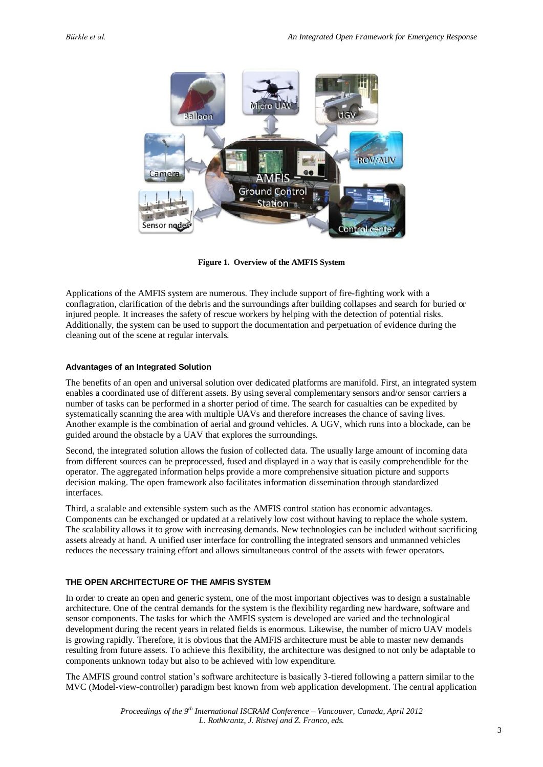**Figure 1. Overview of the AMFIS System**

Applications of the AMFIS system are numerous. They include support of fire-fighting work with a conflagration, clarification of the debris and the surroundings after building collapses and search for buried or injured people. It increases the safety of rescue workers by helping with the detection of potential risks. Additionally, the system can be used to support the documentation and perpetuation of evidence during the cleaning out of the scene at regular intervals.

### Advantages of an Integrated Solution

The benefits of an open and universal solution over dedicated platforms are manifold. First, an integrated system enables a coordinated use of different assets. By using several complementary sensors and/or sensor carriers a number of tasks can be performed in a shorter period of time. The search for casualties can be expedited by systematically scanning the area with multiple UAVs and therefore increases the chance of saving lives. Another example is the combination of aerial and ground vehicles. A UGV, which runs into a blockade, can be guided around the obstacle by a UAV that explores the surroundings.

Second, the integrated solution allows the fusion of collected data. The usually large amount of incoming data from different sources can be preprocessed, fused and displayed in a way that is easily comprehendible for the operator. The aggregated information helps provide a more comprehensive situation picture and supports decision making. The open framework also facilitates information dissemination through standardized interfaces.

Third, a scalable and extensible system such as the AMFIS control station has economic advantages. Components can be exchanged or updated at a relatively low cost without having to replace the whole system. The scalability allows it to grow with increasing demands. New technologies can be included without sacrificing assets already at hand. A unified user interface for controlling the integrated sensors and unmanned vehicles reduces the necessary training effort and allows simultaneous control of the assets with fewer operators.

## THE OPEN ARCHITECTURE OF THE AMFIS SYSTEM

In order to create an open and generic system, one of the most important objectives was to design a sustainable architecture. One of the central demands for the system is the flexibility regarding new hardware, software and sensor components. The tasks for which the AMFIS system is developed are varied and the technological development during the recent years in related fields is enormous. Likewise, the number of micro UAV models is growing rapidly. Therefore, it is obvious that the AMFIS architecture must be able to master new demands resulting from future assets. To achieve this flexibility, the architecture was designed to not only be adaptable to components unknown today but also to be achieved with low expenditure.

The AMFIS ground control station's software architecture is basically 3-tiered following a pattern similar to the MVC (Model-view-controller) paradigm best known from web application development. The central application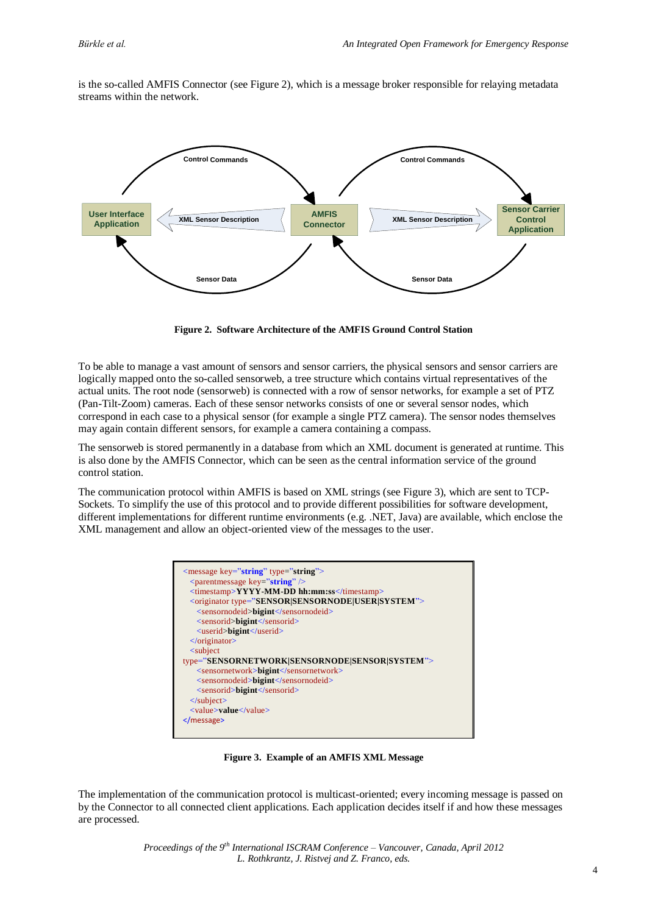is the so-called AMFIS Connector (see Figure 2), which is a message broker responsible for relaying metadata streams within the network.

Figure 2. Software Architecture of the AMFIS Ground Control Station

To be able to manage a vast amount of sensors and sensor carriers, the physical sensors and sensor carriers are logically mapped onto the so-called sensorweb, a tree structure which contains virtual representatives of the actual units. The root node (sensorweb) is connected with a row of sensor networks, for example a set of PTZ (Pan-Tilt-Zoom) cameras. Each of these sensor networks consists of one or several sensor nodes, which correspond in each case to a physical sensor (for example a single PTZ camera). The sensor nodes themselves may again contain different sensors, for example a camera containing a compass.

The sensorweb is stored permanently in a database from which an XML document is generated at runtime. This is also done by the AMFIS Connector, which can be seen as the central information service of the ground control station.

The communication protocol within AMFIS is based on XML strings (see Figure 3), which are sent to TCP-Sockets. To simplify the use of this protocol and to provide different possibilities for software development, different implementations for different runtime environments (e.g. .NET, Java) are available, which enclose the XML management and allow an object-oriented view of the messages to the user.

```
<message key="string" type="string">
  <parentmessage key="string" />
  <timestamp>YYYY-MM-DD hh:mm:ss</timestamp>
  <originator type="SENSOR|SENSORNODE|USER|SYSTEM">
    <sensornodeid>bigint</sensornodeid>
    <sensorid>bigint</sensorid>
    <userid>bigint</userid>
  </originator>
  <subject
type="SENSORNETWORK|SENSORNODE|SENSOR|SYSTEM">
    <sensornetwork>bigint</sensornetwork>
    <sensornodeid>bigint</sensornodeid>
    <sensorid>bigint</sensorid>
  </subject>
  <value>value</value>
</message>
```

Figure 3. Example of an AMFIS XML Message

The implementation of the communication protocol is multicast-oriented; every incoming message is passed on by the Connector to all connected client applications. Each application decides itself if and how these messages are processed.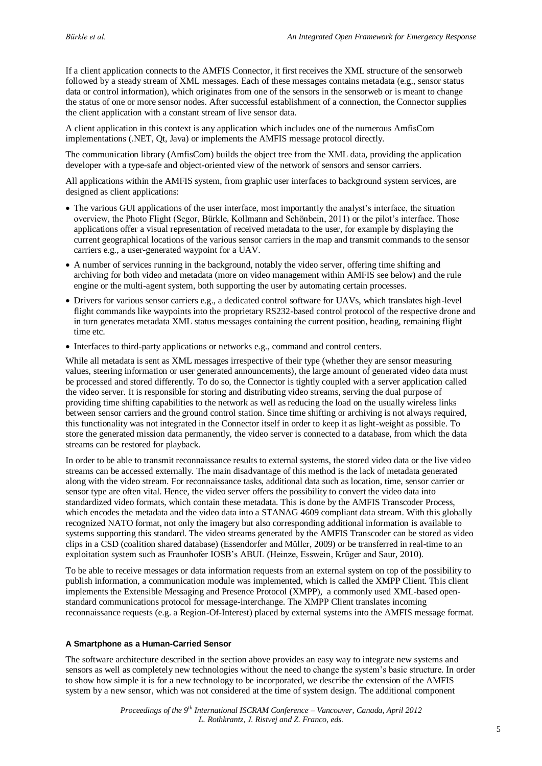If a client application connects to the AMFIS Connector, it first receives the XML structure of the sensorweb followed by a steady stream of XML messages. Each of these messages contains metadata (e.g., sensor status data or control information), which originates from one of the sensors in the sensorweb or is meant to change the status of one or more sensor nodes. After successful establishment of a connection, the Connector supplies the client application with a constant stream of live sensor data.

A client application in this context is any application which includes one of the numerous AmfisCom implementations (.NET, Qt, Java) or implements the AMFIS message protocol directly.

The communication library (AmfisCom) builds the object tree from the XML data, providing the application developer with a type-safe and object-oriented view of the network of sensors and sensor carriers.

All applications within the AMFIS system, from graphic user interfaces to background system services, are designed as client applications:

- The various GUI applications of the user interface, most importantly the analyst's interface, the situation overview, the Photo Flight (Segor, Bürkle, Kollmann and Schönbein, 2011) or the pilot's interface. Those applications offer a visual representation of received metadata to the user, for example by displaying the current geographical locations of the various sensor carriers in the map and transmit commands to the sensor carriers e.g., a user-generated waypoint for a UAV.
- A number of services running in the background, notably the video server, offering time shifting and archiving for both video and metadata (more on video management within AMFIS see below) and the rule engine or the multi-agent system, both supporting the user by automating certain processes.
- Drivers for various sensor carriers e.g., a dedicated control software for UAVs, which translates high-level flight commands like waypoints into the proprietary RS232-based control protocol of the respective drone and in turn generates metadata XML status messages containing the current position, heading, remaining flight time etc.
- Interfaces to third-party applications or networks e.g., command and control centers.

While all metadata is sent as XML messages irrespective of their type (whether they are sensor measuring values, steering information or user generated announcements), the large amount of generated video data must be processed and stored differently. To do so, the Connector is tightly coupled with a server application called the video server. It is responsible for storing and distributing video streams, serving the dual purpose of providing time shifting capabilities to the network as well as reducing the load on the usually wireless links between sensor carriers and the ground control station. Since time shifting or archiving is not always required, this functionality was not integrated in the Connector itself in order to keep it as light-weight as possible. To store the generated mission data permanently, the video server is connected to a database, from which the data streams can be restored for playback.

In order to be able to transmit reconnaissance results to external systems, the stored video data or the live video streams can be accessed externally. The main disadvantage of this method is the lack of metadata generated along with the video stream. For reconnaissance tasks, additional data such as location, time, sensor carrier or sensor type are often vital. Hence, the video server offers the possibility to convert the video data into standardized video formats, which contain these metadata. This is done by the AMFIS Transcoder Process, which encodes the metadata and the video data into a STANAG 4609 compliant data stream. With this globally recognized NATO format, not only the imagery but also corresponding additional information is available to systems supporting this standard. The video streams generated by the AMFIS Transcoder can be stored as video clips in a CSD (coalition shared database) (Essendorfer and Müller, 2009) or be transferred in real-time to an exploitation system such as Fraunhofer IOSB's ABUL (Heinze, Esswein, Krüger and Saur, 2010).

To be able to receive messages or data information requests from an external system on top of the possibility to publish information, a communication module was implemented, which is called the XMPP Client. This client implements the Extensible Messaging and Presence Protocol (XMPP), a commonly used XML-based open-standard communications protocol for message-interchange. The XMPP Client translates incoming reconnaissance requests (e.g. a Region-Of-Interest) placed by external systems into the AMFIS message format.

#### A Smartphone as a Human-Carried Sensor

The software architecture described in the section above provides an easy way to integrate new systems and sensors as well as completely new technologies without the need to change the system's basic structure. In order to show how simple it is for a new technology to be incorporated, we describe the extension of the AMFIS system by a new sensor, which was not considered at the time of system design. The additional component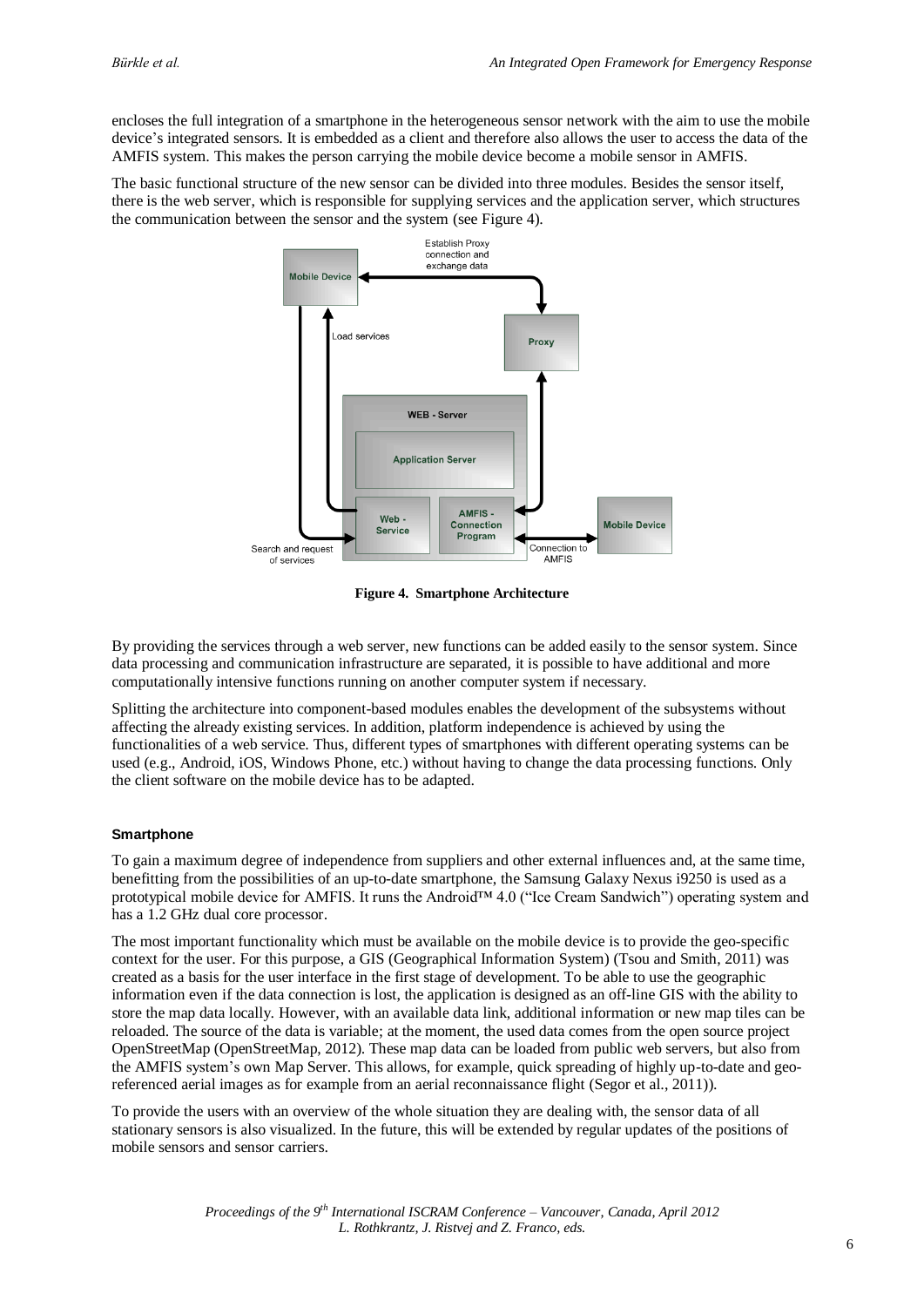encloses the full integration of a smartphone in the heterogeneous sensor network with the aim to use the mobile device's integrated sensors. It is embedded as a client and therefore also allows the user to access the data of the AMFIS system. This makes the person carrying the mobile device become a mobile sensor in AMFIS.

The basic functional structure of the new sensor can be divided into three modules. Besides the sensor itself, there is the web server, which is responsible for supplying services and the application server, which structures the communication between the sensor and the system (see Figure 4).

**Figure 4. Smartphone Architecture**

By providing the services through a web server, new functions can be added easily to the sensor system. Since data processing and communication infrastructure are separated, it is possible to have additional and more computationally intensive functions running on another computer system if necessary.

Splitting the architecture into component-based modules enables the development of the subsystems without affecting the already existing services. In addition, platform independence is achieved by using the functionalities of a web service. Thus, different types of smartphones with different operating systems can be used (e.g., Android, iOS, Windows Phone, etc.) without having to change the data processing functions. Only the client software on the mobile device has to be adapted.

#### Smartphone

To gain a maximum degree of independence from suppliers and other external influences and, at the same time, benefitting from the possibilities of an up-to-date smartphone, the Samsung Galaxy Nexus i9250 is used as a prototypical mobile device for AMFIS. It runs the Android™ 4.0 ("Ice Cream Sandwich") operating system and has a 1.2 GHz dual core processor.

The most important functionality which must be available on the mobile device is to provide the geo-specific context for the user. For this purpose, a GIS (Geographical Information System) (Tsou and Smith, 2011) was created as a basis for the user interface in the first stage of development. To be able to use the geographic information even if the data connection is lost, the application is designed as an off-line GIS with the ability to store the map data locally. However, with an available data link, additional information or new map tiles can be reloaded. The source of the data is variable; at the moment, the used data comes from the open source project OpenStreetMap (OpenStreetMap, 2012). These map data can be loaded from public web servers, but also from the AMFIS system's own Map Server. This allows, for example, quick spreading of highly up-to-date and geo-referenced aerial images as for example from an aerial reconnaissance flight (Segor et al., 2011)).

To provide the users with an overview of the whole situation they are dealing with, the sensor data of all stationary sensors is also visualized. In the future, this will be extended by regular updates of the positions of mobile sensors and sensor carriers.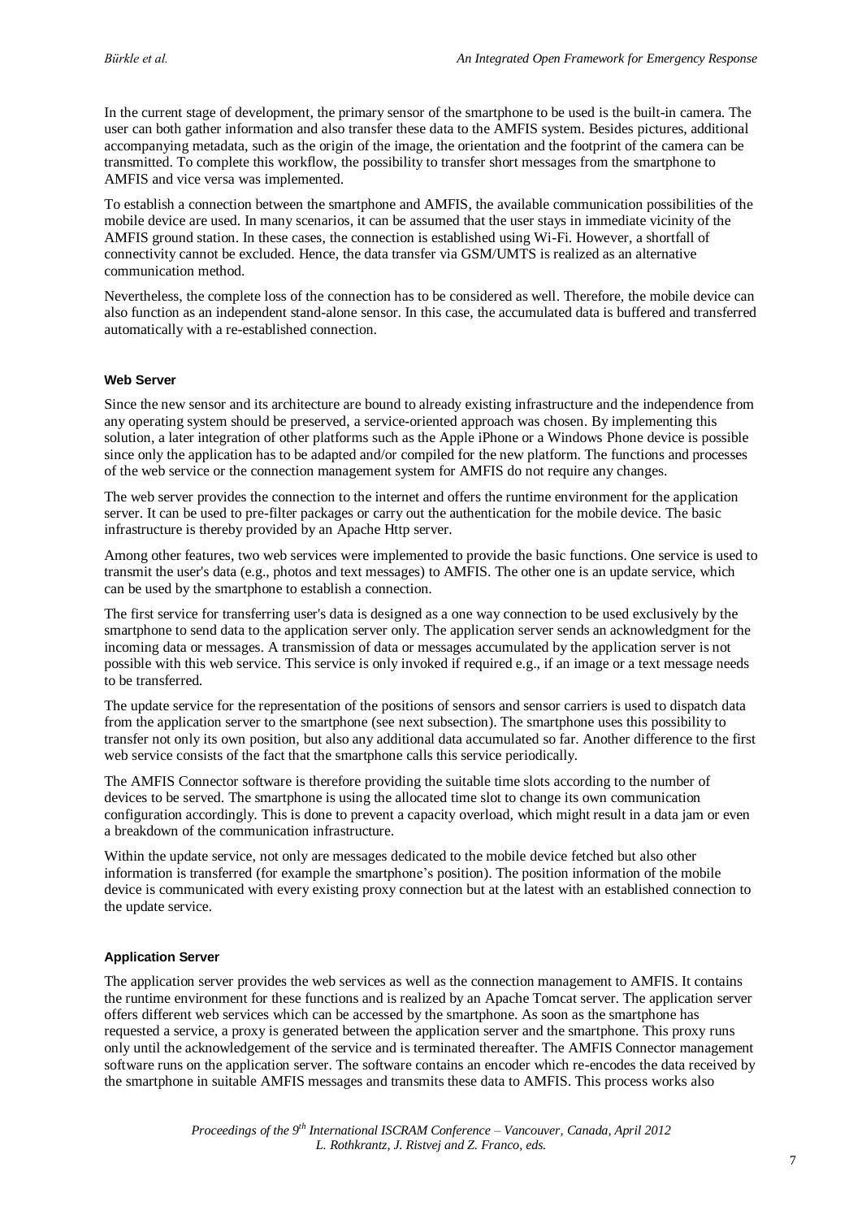In the current stage of development, the primary sensor of the smartphone to be used is the built-in camera. The user can both gather information and also transfer these data to the AMFIS system. Besides pictures, additional accompanying metadata, such as the origin of the image, the orientation and the footprint of the camera can be transmitted. To complete this workflow, the possibility to transfer short messages from the smartphone to AMFIS and vice versa was implemented.

To establish a connection between the smartphone and AMFIS, the available communication possibilities of the mobile device are used. In many scenarios, it can be assumed that the user stays in immediate vicinity of the AMFIS ground station. In these cases, the connection is established using Wi-Fi. However, a shortfall of connectivity cannot be excluded. Hence, the data transfer via GSM/UMTS is realized as an alternative communication method.

Nevertheless, the complete loss of the connection has to be considered as well. Therefore, the mobile device can also function as an independent stand-alone sensor. In this case, the accumulated data is buffered and transferred automatically with a re-established connection.

#### Web Server

Since the new sensor and its architecture are bound to already existing infrastructure and the independence from any operating system should be preserved, a service-oriented approach was chosen. By implementing this solution, a later integration of other platforms such as the Apple iPhone or a Windows Phone device is possible since only the application has to be adapted and/or compiled for the new platform. The functions and processes of the web service or the connection management system for AMFIS do not require any changes.

The web server provides the connection to the internet and offers the runtime environment for the application server. It can be used to pre-filter packages or carry out the authentication for the mobile device. The basic infrastructure is thereby provided by an Apache Http server.

Among other features, two web services were implemented to provide the basic functions. One service is used to transmit the user's data (e.g., photos and text messages) to AMFIS. The other one is an update service, which can be used by the smartphone to establish a connection.

The first service for transferring user's data is designed as a one way connection to be used exclusively by the smartphone to send data to the application server only. The application server sends an acknowledgment for the incoming data or messages. A transmission of data or messages accumulated by the application server is not possible with this web service. This service is only invoked if required e.g., if an image or a text message needs to be transferred.

The update service for the representation of the positions of sensors and sensor carriers is used to dispatch data from the application server to the smartphone (see next subsection). The smartphone uses this possibility to transfer not only its own position, but also any additional data accumulated so far. Another difference to the first web service consists of the fact that the smartphone calls this service periodically.

The AMFIS Connector software is therefore providing the suitable time slots according to the number of devices to be served. The smartphone is using the allocated time slot to change its own communication configuration accordingly. This is done to prevent a capacity overload, which might result in a data jam or even a breakdown of the communication infrastructure.

Within the update service, not only are messages dedicated to the mobile device fetched but also other information is transferred (for example the smartphone's position). The position information of the mobile device is communicated with every existing proxy connection but at the latest with an established connection to the update service.

#### Application Server

The application server provides the web services as well as the connection management to AMFIS. It contains the runtime environment for these functions and is realized by an Apache Tomcat server. The application server offers different web services which can be accessed by the smartphone. As soon as the smartphone has requested a service, a proxy is generated between the application server and the smartphone. This proxy runs only until the acknowledgement of the service and is terminated thereafter. The AMFIS Connector management software runs on the application server. The software contains an encoder which re-encodes the data received by the smartphone in suitable AMFIS messages and transmits these data to AMFIS. This process works also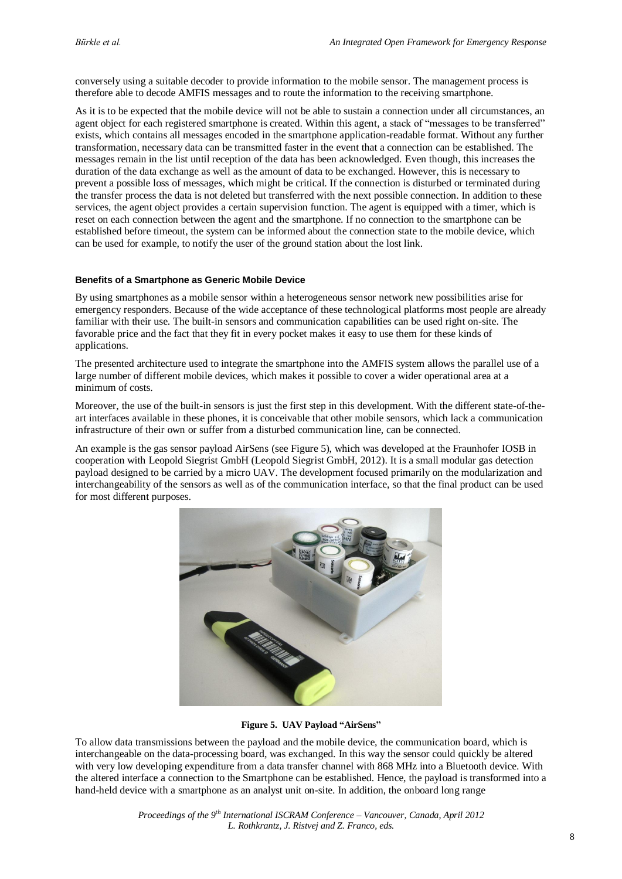conversely using a suitable decoder to provide information to the mobile sensor. The management process is therefore able to decode AMFIS messages and to route the information to the receiving smartphone.

As it is to be expected that the mobile device will not be able to sustain a connection under all circumstances, an agent object for each registered smartphone is created. Within this agent, a stack of "messages to be transferred" exists, which contains all messages encoded in the smartphone application-readable format. Without any further transformation, necessary data can be transmitted faster in the event that a connection can be established. The messages remain in the list until reception of the data has been acknowledged. Even though, this increases the duration of the data exchange as well as the amount of data to be exchanged. However, this is necessary to prevent a possible loss of messages, which might be critical. If the connection is disturbed or terminated during the transfer process the data is not deleted but transferred with the next possible connection. In addition to these services, the agent object provides a certain supervision function. The agent is equipped with a timer, which is reset on each connection between the agent and the smartphone. If no connection to the smartphone can be established before timeout, the system can be informed about the connection state to the mobile device, which can be used for example, to notify the user of the ground station about the lost link.

### Benefits of a Smartphone as Generic Mobile Device

By using smartphones as a mobile sensor within a heterogeneous sensor network new possibilities arise for emergency responders. Because of the wide acceptance of these technological platforms most people are already familiar with their use. The built-in sensors and communication capabilities can be used right on-site. The favorable price and the fact that they fit in every pocket makes it easy to use them for these kinds of applications.

The presented architecture used to integrate the smartphone into the AMFIS system allows the parallel use of a large number of different mobile devices, which makes it possible to cover a wider operational area at a minimum of costs.

Moreover, the use of the built-in sensors is just the first step in this development. With the different state-of-the-art interfaces available in these phones, it is conceivable that other mobile sensors, which lack a communication infrastructure of their own or suffer from a disturbed communication line, can be connected.

An example is the gas sensor payload AirSens (see Figure 5), which was developed at the Fraunhofer IOSB in cooperation with Leopold Siegrist GmbH (Leopold Siegrist GmbH, 2012). It is a small modular gas detection payload designed to be carried by a micro UAV. The development focused primarily on the modularization and interchangeability of the sensors as well as of the communication interface, so that the final product can be used for most different purposes.

**Figure 5. UAV Payload "AirSens"**

To allow data transmissions between the payload and the mobile device, the communication board, which is interchangeable on the data-processing board, was exchanged. In this way the sensor could quickly be altered with very low developing expenditure from a data transfer channel with 868 MHz into a Bluetooth device. With the altered interface a connection to the Smartphone can be established. Hence, the payload is transformed into a hand-held device with a smartphone as an analyst unit on-site. In addition, the onboard long range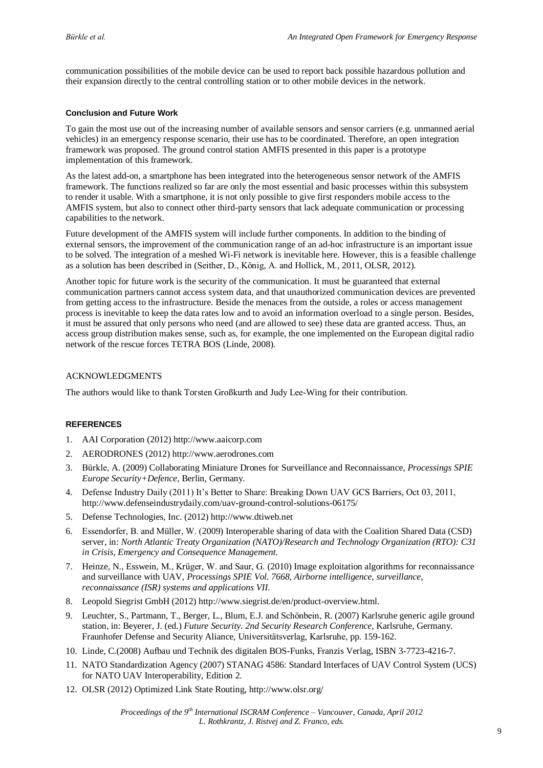communication possibilities of the mobile device can be used to report back possible hazardous pollution and their expansion directly to the central controlling station or to other mobile devices in the network.

### Conclusion and Future Work

To gain the most use out of the increasing number of available sensors and sensor carriers (e.g. unmanned aerial vehicles) in an emergency response scenario, their use has to be coordinated. Therefore, an open integration framework was proposed. The ground control station AMFIS presented in this paper is a prototype implementation of this framework.

As the latest add-on, a smartphone has been integrated into the heterogeneous sensor network of the AMFIS framework. The functions realized so far are only the most essential and basic processes within this subsystem to render it usable. With a smartphone, it is not only possible to give first responders mobile access to the AMFIS system, but also to connect other third-party sensors that lack adequate communication or processing capabilities to the network.

Future development of the AMFIS system will include further components. In addition to the binding of external sensors, the improvement of the communication range of an ad-hoc infrastructure is an important issue to be solved. The integration of a meshed Wi-Fi network is inevitable here. However, this is a feasible challenge as a solution has been described in (Seither, D., König, A. and Hollick, M., 2011, OLSR, 2012).

Another topic for future work is the security of the communication. It must be guaranteed that external communication partners cannot access system data, and that unauthorized communication devices are prevented from getting access to the infrastructure. Beside the menaces from the outside, a roles or access management process is inevitable to keep the data rates low and to avoid an information overload to a single person. Besides, it must be assured that only persons who need (and are allowed to see) these data are granted access. Thus, an access group distribution makes sense, such as, for example, the one implemented on the European digital radio network of the rescue forces TETRA BOS (Linde, 2008).

## ACKNOWLEDGMENTS

The authors would like to thank Torsten Großkurth and Judy Lee-Wing for their contribution.

## REFERENCES

1. AAI Corporation (2012) http://www.aaicorp.com
2. AERODRONES (2012) http://www.aerodrones.com
3. Bürkle, A. (2009) Collaborating Miniature Drones for Surveillance and Reconnaissance, *Processings SPIE Europe Security+Defence*, Berlin, Germany.
4. Defense Industry Daily (2011) It's Better to Share: Breaking Down UAV GCS Barriers, Oct 03, 2011, http://www.defenseindustrydaily.com/uav-ground-control-solutions-06175/
5. Defense Technologies, Inc. (2012) http://www.dtiweb.net
6. Essendorfer, B. and Müller, W. (2009) Interoperable sharing of data with the Coalition Shared Data (CSD) server, in: *North Atlantic Treaty Organization (NATO)/Research and Technology Organization (RTO): C31 in Crisis, Emergency and Consequence Management.*
7. Heinze, N., Esswein, M., Krüger, W. and Saur, G. (2010) Image exploitation algorithms for reconnaissance and surveillance with UAV, *Processings SPIE Vol. 7668, Airborne intelligence, surveillance, reconnaissance (ISR) systems and applications VII.*
8. Leopold Siegrist GmbH (2012) http://www.siegrist.de/en/product-overview.html.
9. Leuchter, S., Partmann, T., Berger, L., Blum, E.J. and Schönbein, R. (2007) Karlsruhe generic agile ground station, in: Beyerer, J. (ed.) *Future Security. 2nd Security Research Conference*, Karlsruhe, Germany. Fraunhofer Defense and Security Aliance, Universitätsverlag, Karlsruhe, pp. 159-162.
10. Linde, C.(2008) Aufbau und Technik des digitalen BOS-Funks, Franzis Verlag, ISBN 3-7723-4216-7.
11. NATO Standardization Agency (2007) STANAG 4586: Standard Interfaces of UAV Control System (UCS) for NATO UAV Interoperability, Edition 2.
12. OLSR (2012) Optimized Link State Routing, http://www.olsr.org/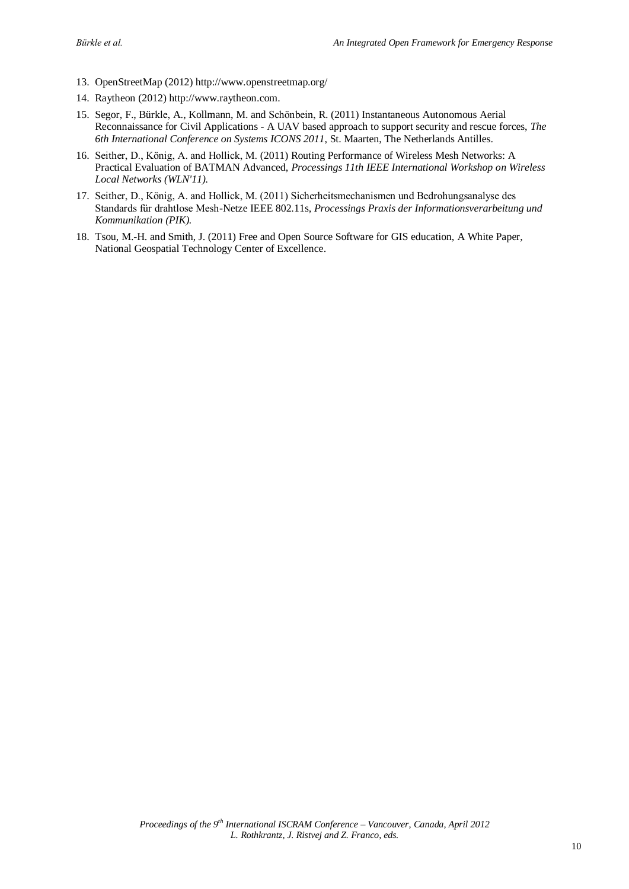13. OpenStreetMap (2012) http://www.openstreetmap.org/
14. Raytheon (2012) http://www.raytheon.com.
15. Segor, F., Bürkle, A., Kollmann, M. and Schönbein, R. (2011) Instantaneous Autonomous Aerial Reconnaissance for Civil Applications - A UAV based approach to support security and rescue forces, *The 6th International Conference on Systems ICONS 2011*, St. Maarten, The Netherlands Antilles.
16. Seither, D., König, A. and Hollick, M. (2011) Routing Performance of Wireless Mesh Networks: A Practical Evaluation of BATMAN Advanced, *Processings 11th IEEE International Workshop on Wireless Local Networks (WLN'11).*
17. Seither, D., König, A. and Hollick, M. (2011) Sicherheitsmechanismen und Bedrohungsanalyse des Standards für drahtlose Mesh-Netze IEEE 802.11s, *Processings Praxis der Informationsverarbeitung und Kommunikation (PIK).*
18. Tsou, M.-H. and Smith, J. (2011) Free and Open Source Software for GIS education, A White Paper, National Geospatial Technology Center of Excellence.